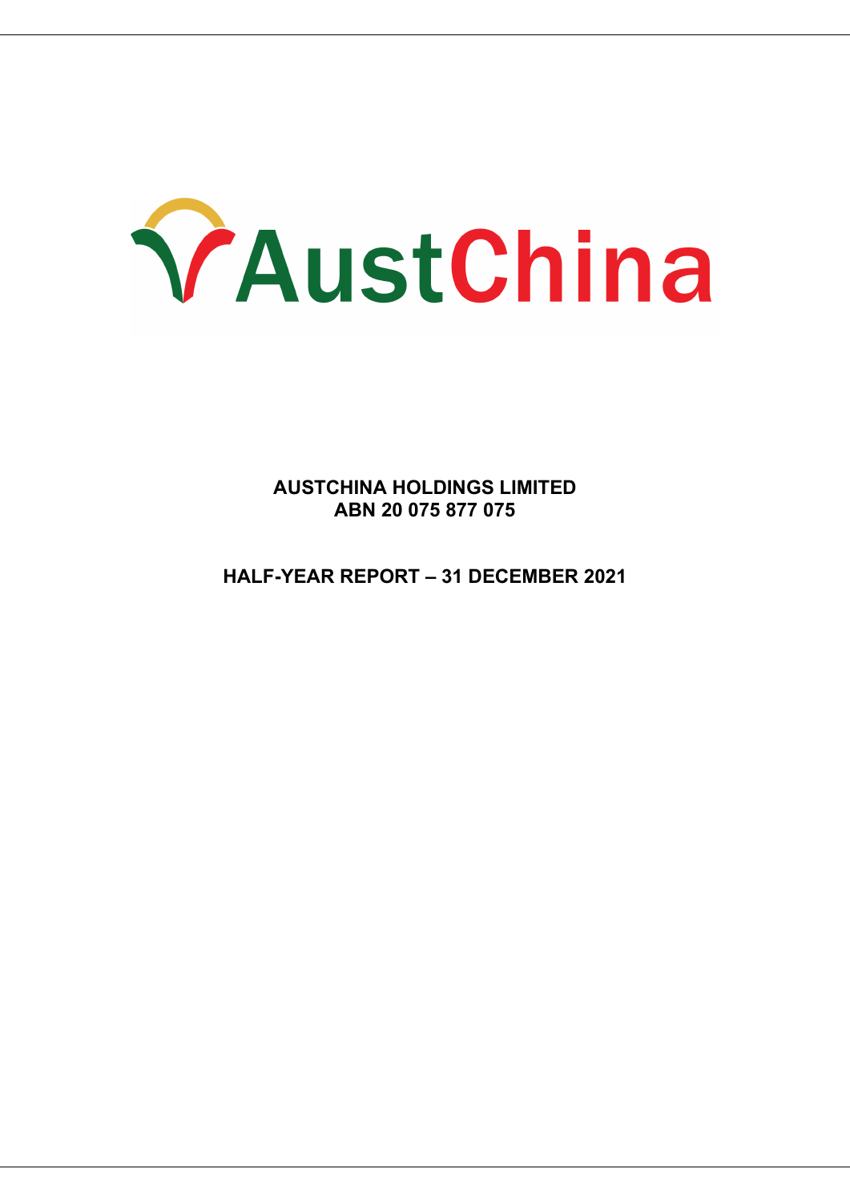AustChina

**AUSTCHINA HOLDINGS LIMITED**
**ABN 20 075 877 075**

**HALF-YEAR REPORT – 31 DECEMBER 2021**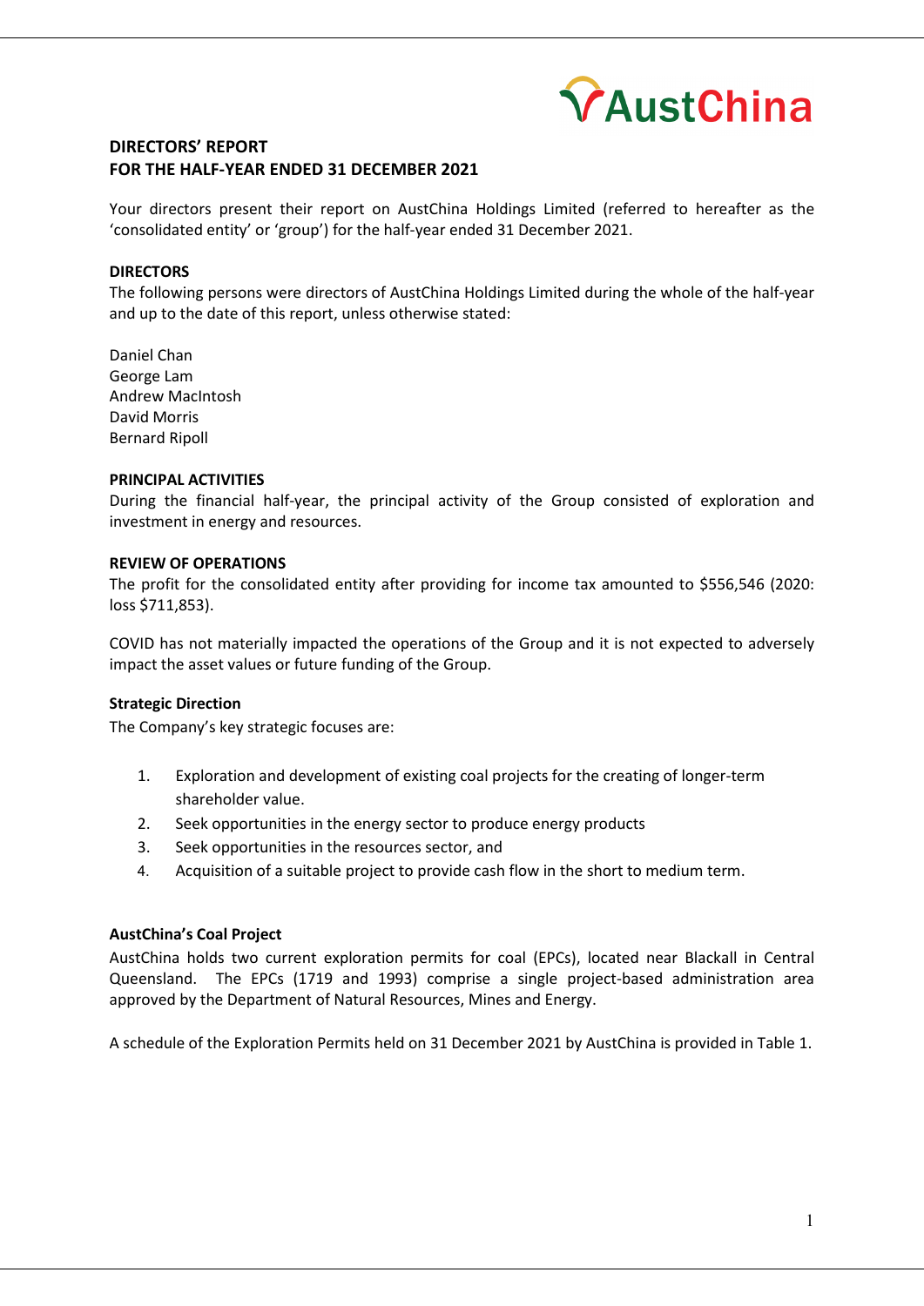# DIRECTORS' REPORT
# FOR THE HALF-YEAR ENDED 31 DECEMBER 2021

Your directors present their report on AustChina Holdings Limited (referred to hereafter as the 'consolidated entity' or 'group') for the half-year ended 31 December 2021.

## DIRECTORS

The following persons were directors of AustChina Holdings Limited during the whole of the half-year and up to the date of this report, unless otherwise stated:

Daniel Chan
George Lam
Andrew MacIntosh
David Morris
Bernard Ripoll

## PRINCIPAL ACTIVITIES

During the financial half-year, the principal activity of the Group consisted of exploration and investment in energy and resources.

## REVIEW OF OPERATIONS

The profit for the consolidated entity after providing for income tax amounted to $556,546 (2020: loss $711,853).

COVID has not materially impacted the operations of the Group and it is not expected to adversely impact the asset values or future funding of the Group.

### Strategic Direction

The Company's key strategic focuses are:

1. Exploration and development of existing coal projects for the creating of longer-term shareholder value.
2. Seek opportunities in the energy sector to produce energy products
3. Seek opportunities in the resources sector, and
4. Acquisition of a suitable project to provide cash flow in the short to medium term.

### AustChina's Coal Project

AustChina holds two current exploration permits for coal (EPCs), located near Blackall in Central Queensland. The EPCs (1719 and 1993) comprise a single project-based administration area approved by the Department of Natural Resources, Mines and Energy.

A schedule of the Exploration Permits held on 31 December 2021 by AustChina is provided in Table 1.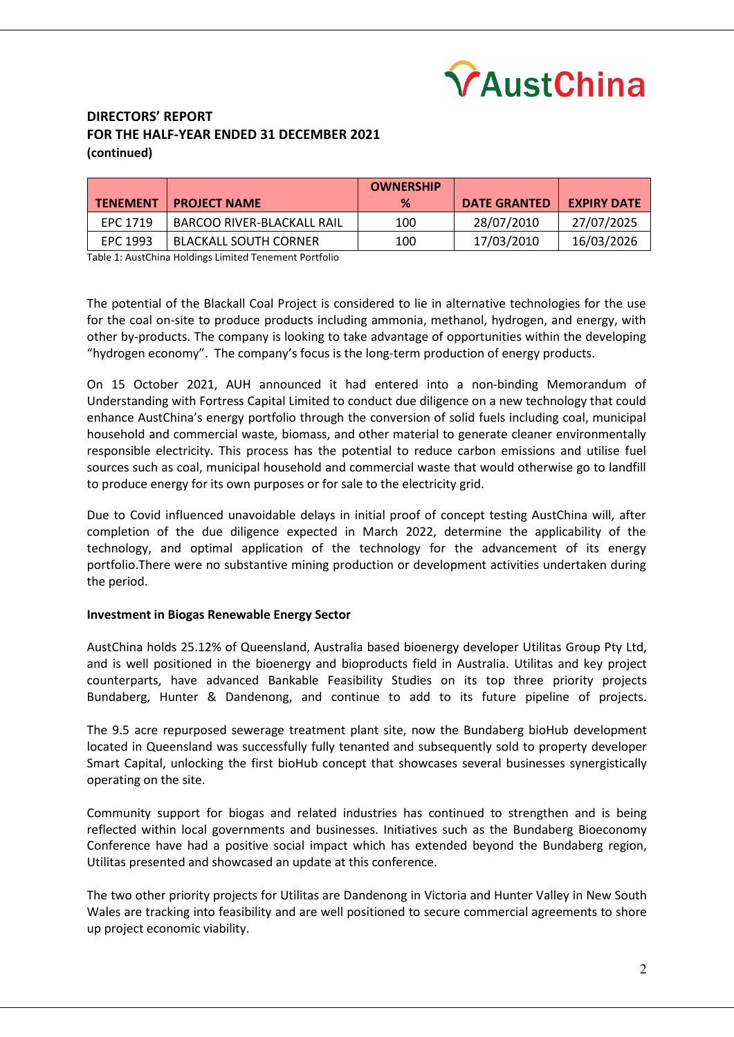**DIRECTORS' REPORT**
**FOR THE HALF-YEAR ENDED 31 DECEMBER 2021**
**(continued)**

| TENEMENT | PROJECT NAME | OWNERSHIP % | DATE GRANTED | EXPIRY DATE |
|---|---|---|---|---|
| EPC 1719 | BARCOO RIVER-BLACKALL RAIL | 100 | 28/07/2010 | 27/07/2025 |
| EPC 1993 | BLACKALL SOUTH CORNER | 100 | 17/03/2010 | 16/03/2026 |

Table 1: AustChina Holdings Limited Tenement Portfolio

The potential of the Blackall Coal Project is considered to lie in alternative technologies for the use for the coal on-site to produce products including ammonia, methanol, hydrogen, and energy, with other by-products. The company is looking to take advantage of opportunities within the developing "hydrogen economy". The company's focus is the long-term production of energy products.

On 15 October 2021, AUH announced it had entered into a non-binding Memorandum of Understanding with Fortress Capital Limited to conduct due diligence on a new technology that could enhance AustChina's energy portfolio through the conversion of solid fuels including coal, municipal household and commercial waste, biomass, and other material to generate cleaner environmentally responsible electricity. This process has the potential to reduce carbon emissions and utilise fuel sources such as coal, municipal household and commercial waste that would otherwise go to landfill to produce energy for its own purposes or for sale to the electricity grid.

Due to Covid influenced unavoidable delays in initial proof of concept testing AustChina will, after completion of the due diligence expected in March 2022, determine the applicability of the technology, and optimal application of the technology for the advancement of its energy portfolio.There were no substantive mining production or development activities undertaken during the period.

**Investment in Biogas Renewable Energy Sector**

AustChina holds 25.12% of Queensland, Australia based bioenergy developer Utilitas Group Pty Ltd, and is well positioned in the bioenergy and bioproducts field in Australia. Utilitas and key project counterparts, have advanced Bankable Feasibility Studies on its top three priority projects Bundaberg, Hunter & Dandenong, and continue to add to its future pipeline of projects.

The 9.5 acre repurposed sewerage treatment plant site, now the Bundaberg bioHub development located in Queensland was successfully fully tenanted and subsequently sold to property developer Smart Capital, unlocking the first bioHub concept that showcases several businesses synergistically operating on the site.

Community support for biogas and related industries has continued to strengthen and is being reflected within local governments and businesses. Initiatives such as the Bundaberg Bioeconomy Conference have had a positive social impact which has extended beyond the Bundaberg region, Utilitas presented and showcased an update at this conference.

The two other priority projects for Utilitas are Dandenong in Victoria and Hunter Valley in New South Wales are tracking into feasibility and are well positioned to secure commercial agreements to shore up project economic viability.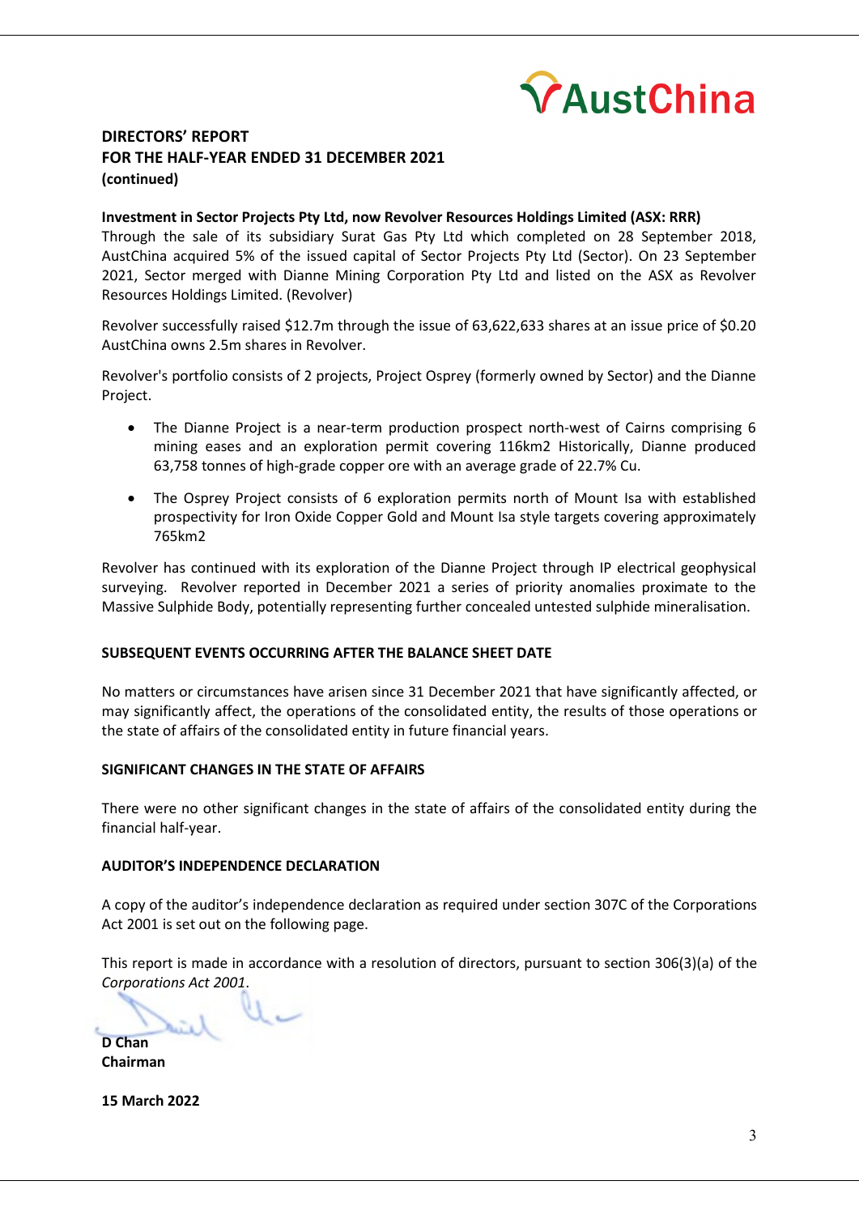**DIRECTORS' REPORT**
**FOR THE HALF-YEAR ENDED 31 DECEMBER 2021**
**(continued)**

**Investment in Sector Projects Pty Ltd, now Revolver Resources Holdings Limited (ASX: RRR)**
Through the sale of its subsidiary Surat Gas Pty Ltd which completed on 28 September 2018, AustChina acquired 5% of the issued capital of Sector Projects Pty Ltd (Sector). On 23 September 2021, Sector merged with Dianne Mining Corporation Pty Ltd and listed on the ASX as Revolver Resources Holdings Limited. (Revolver)

Revolver successfully raised $12.7m through the issue of 63,622,633 shares at an issue price of $0.20 AustChina owns 2.5m shares in Revolver.

Revolver's portfolio consists of 2 projects, Project Osprey (formerly owned by Sector) and the Dianne Project.

- The Dianne Project is a near-term production prospect north-west of Cairns comprising 6 mining eases and an exploration permit covering 116km2 Historically, Dianne produced 63,758 tonnes of high-grade copper ore with an average grade of 22.7% Cu.
- The Osprey Project consists of 6 exploration permits north of Mount Isa with established prospectivity for Iron Oxide Copper Gold and Mount Isa style targets covering approximately 765km2

Revolver has continued with its exploration of the Dianne Project through IP electrical geophysical surveying. Revolver reported in December 2021 a series of priority anomalies proximate to the Massive Sulphide Body, potentially representing further concealed untested sulphide mineralisation.

**SUBSEQUENT EVENTS OCCURRING AFTER THE BALANCE SHEET DATE**

No matters or circumstances have arisen since 31 December 2021 that have significantly affected, or may significantly affect, the operations of the consolidated entity, the results of those operations or the state of affairs of the consolidated entity in future financial years.

**SIGNIFICANT CHANGES IN THE STATE OF AFFAIRS**

There were no other significant changes in the state of affairs of the consolidated entity during the financial half-year.

**AUDITOR'S INDEPENDENCE DECLARATION**

A copy of the auditor's independence declaration as required under section 307C of the Corporations Act 2001 is set out on the following page.

This report is made in accordance with a resolution of directors, pursuant to section 306(3)(a) of the *Corporations Act 2001*.

**D Chan**
**Chairman**

**15 March 2022**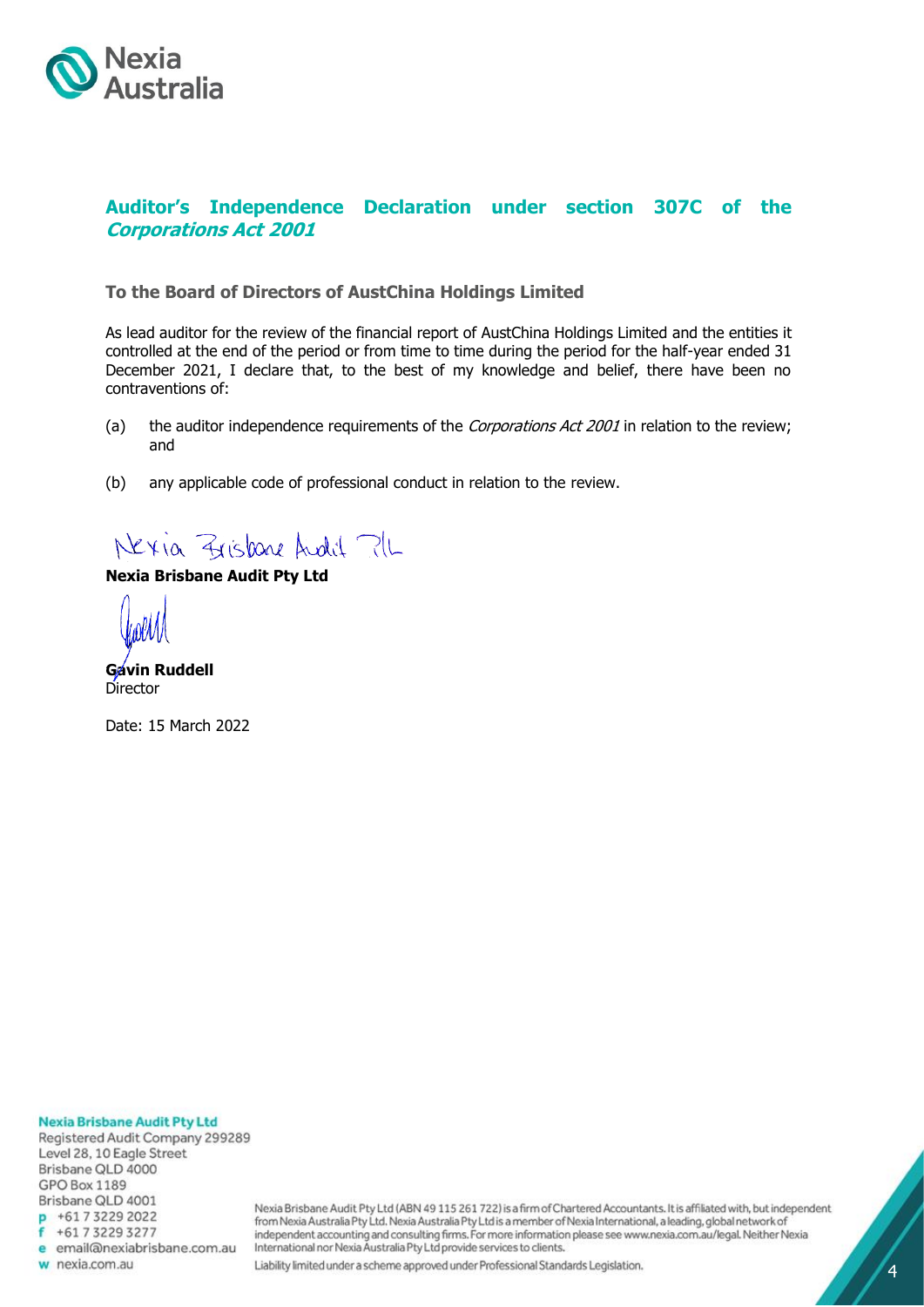Nexia Australia

## Auditor's Independence Declaration under section 307C of the *Corporations Act 2001*

**To the Board of Directors of AustChina Holdings Limited**

As lead auditor for the review of the financial report of AustChina Holdings Limited and the entities it controlled at the end of the period or from time to time during the period for the half-year ended 31 December 2021, I declare that, to the best of my knowledge and belief, there have been no contraventions of:

(a) the auditor independence requirements of the *Corporations Act 2001* in relation to the review; and

(b) any applicable code of professional conduct in relation to the review.

Nexia Brisbane Audit Pty Ltd

**Nexia Brisbane Audit Pty Ltd**

**Gavin Ruddell**
Director

Date: 15 March 2022

**Nexia Brisbane Audit Pty Ltd**
Registered Audit Company 299289
Level 28, 10 Eagle Street
Brisbane QLD 4000
GPO Box 1189
Brisbane QLD 4001
p +61 7 3229 2022
f +61 7 3229 3277
e email@nexiabrisbane.com.au
w nexia.com.au

Nexia Brisbane Audit Pty Ltd (ABN 49 115 261 722) is a firm of Chartered Accountants. It is affiliated with, but independent from Nexia Australia Pty Ltd. Nexia Australia Pty Ltd is a member of Nexia International, a leading, global network of independent accounting and consulting firms. For more information please see www.nexia.com.au/legal. Neither Nexia International nor Nexia Australia Pty Ltd provide services to clients.

Liability limited under a scheme approved under Professional Standards Legislation.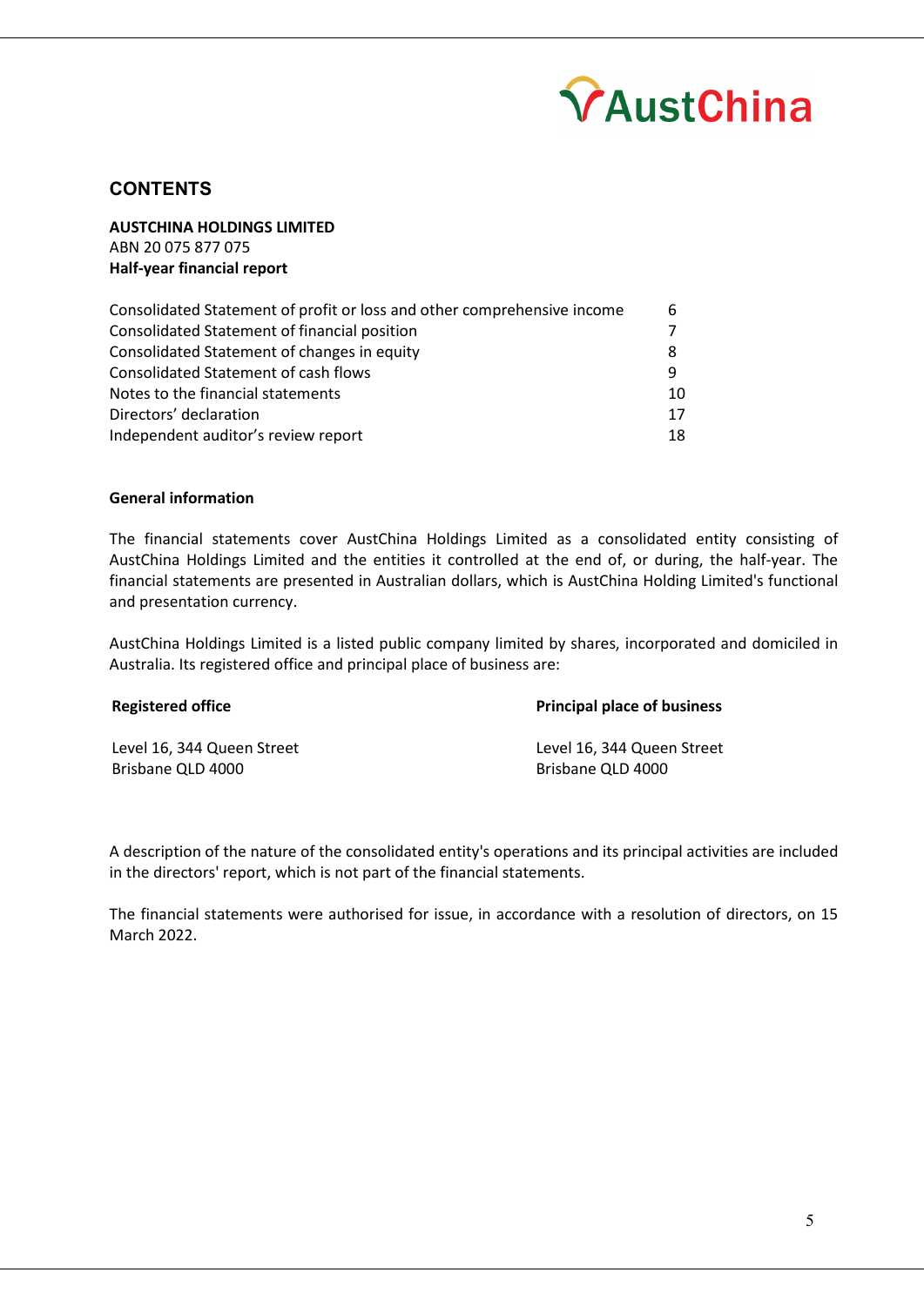## CONTENTS

**AUSTCHINA HOLDINGS LIMITED**
ABN 20 075 877 075
**Half-year financial report**

| | |
|---|---|
| Consolidated Statement of profit or loss and other comprehensive income | 6 |
| Consolidated Statement of financial position | 7 |
| Consolidated Statement of changes in equity | 8 |
| Consolidated Statement of cash flows | 9 |
| Notes to the financial statements | 10 |
| Directors' declaration | 17 |
| Independent auditor's review report | 18 |

**General information**

The financial statements cover AustChina Holdings Limited as a consolidated entity consisting of AustChina Holdings Limited and the entities it controlled at the end of, or during, the half-year. The financial statements are presented in Australian dollars, which is AustChina Holding Limited's functional and presentation currency.

AustChina Holdings Limited is a listed public company limited by shares, incorporated and domiciled in Australia. Its registered office and principal place of business are:

| **Registered office** | **Principal place of business** |
|---|---|
| Level 16, 344 Queen Street<br>Brisbane QLD 4000 | Level 16, 344 Queen Street<br>Brisbane QLD 4000 |

A description of the nature of the consolidated entity's operations and its principal activities are included in the directors' report, which is not part of the financial statements.

The financial statements were authorised for issue, in accordance with a resolution of directors, on 15 March 2022.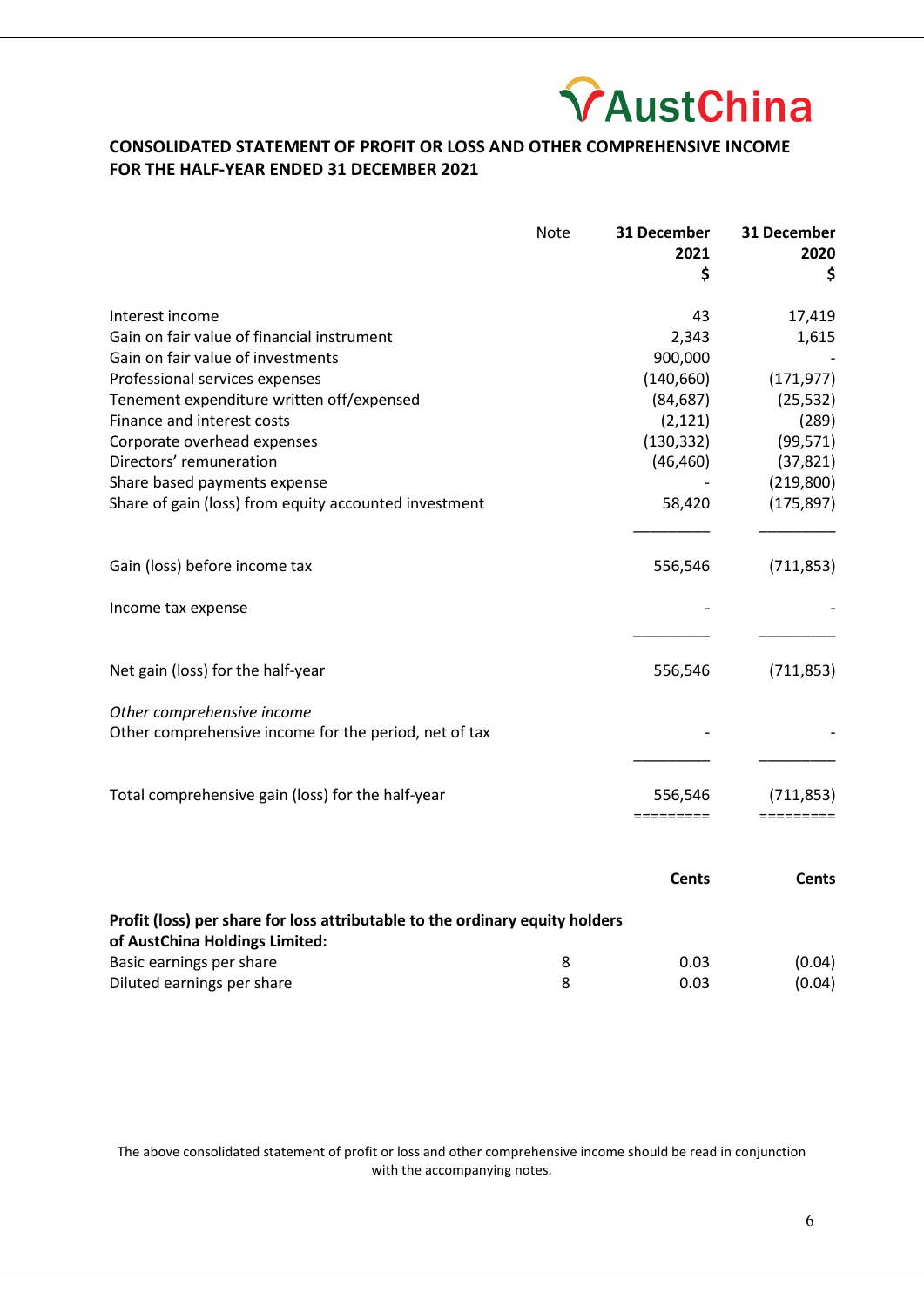AustChina

## CONSOLIDATED STATEMENT OF PROFIT OR LOSS AND OTHER COMPREHENSIVE INCOME FOR THE HALF-YEAR ENDED 31 DECEMBER 2021

| | Note | 31 December 2021 $ | 31 December 2020 $ |
|---|---|---|---|
| Interest income | | 43 | 17,419 |
| Gain on fair value of financial instrument | | 2,343 | 1,615 |
| Gain on fair value of investments | | 900,000 | - |
| Professional services expenses | | (140,660) | (171,977) |
| Tenement expenditure written off/expensed | | (84,687) | (25,532) |
| Finance and interest costs | | (2,121) | (289) |
| Corporate overhead expenses | | (130,332) | (99,571) |
| Directors' remuneration | | (46,460) | (37,821) |
| Share based payments expense | | - | (219,800) |
| Share of gain (loss) from equity accounted investment | | 58,420 | (175,897) |
| Gain (loss) before income tax | | 556,546 | (711,853) |
| Income tax expense | | - | - |
| Net gain (loss) for the half-year | | 556,546 | (711,853) |
| *Other comprehensive income* | | | |
| Other comprehensive income for the period, net of tax | | - | - |
| Total comprehensive gain (loss) for the half-year | | 556,546 | (711,853) |

| | Note | Cents | Cents |
|---|---|---|---|
| **Profit (loss) per share for loss attributable to the ordinary equity holders of AustChina Holdings Limited:** | | | |
| Basic earnings per share | 8 | 0.03 | (0.04) |
| Diluted earnings per share | 8 | 0.03 | (0.04) |

The above consolidated statement of profit or loss and other comprehensive income should be read in conjunction with the accompanying notes.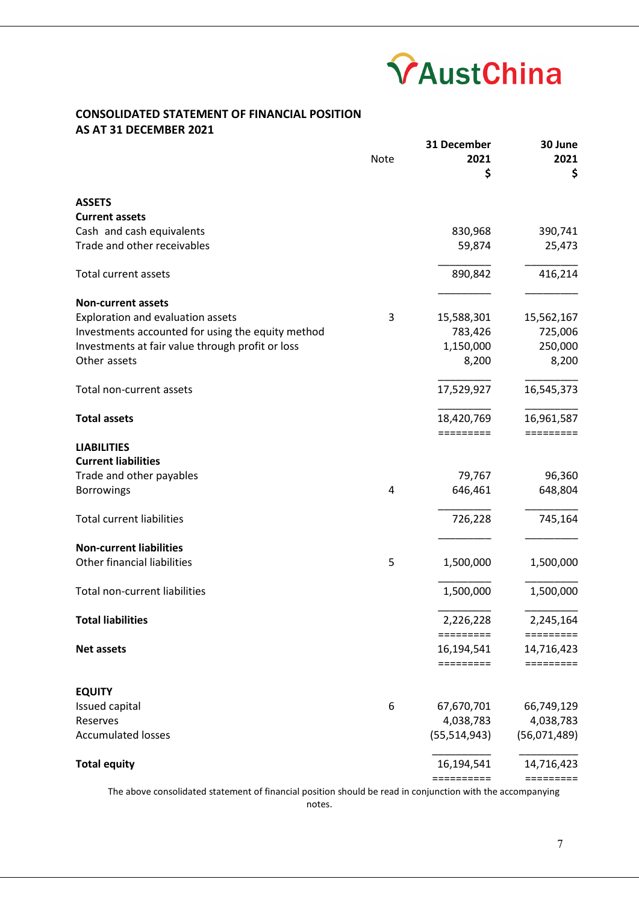AustChina

## CONSOLIDATED STATEMENT OF FINANCIAL POSITION
## AS AT 31 DECEMBER 2021

| | Note | 31 December 2021 $ | 30 June 2021 $ |
|---|---|---|---|
| **ASSETS** | | | |
| **Current assets** | | | |
| Cash and cash equivalents | | 830,968 | 390,741 |
| Trade and other receivables | | 59,874 | 25,473 |
| Total current assets | | 890,842 | 416,214 |
| **Non-current assets** | | | |
| Exploration and evaluation assets | 3 | 15,588,301 | 15,562,167 |
| Investments accounted for using the equity method | | 783,426 | 725,006 |
| Investments at fair value through profit or loss | | 1,150,000 | 250,000 |
| Other assets | | 8,200 | 8,200 |
| Total non-current assets | | 17,529,927 | 16,545,373 |
| **Total assets** | | 18,420,769 | 16,961,587 |
| **LIABILITIES** | | | |
| **Current liabilities** | | | |
| Trade and other payables | | 79,767 | 96,360 |
| Borrowings | 4 | 646,461 | 648,804 |
| Total current liabilities | | 726,228 | 745,164 |
| **Non-current liabilities** | | | |
| Other financial liabilities | 5 | 1,500,000 | 1,500,000 |
| Total non-current liabilities | | 1,500,000 | 1,500,000 |
| **Total liabilities** | | 2,226,228 | 2,245,164 |
| **Net assets** | | 16,194,541 | 14,716,423 |
| **EQUITY** | | | |
| Issued capital | 6 | 67,670,701 | 66,749,129 |
| Reserves | | 4,038,783 | 4,038,783 |
| Accumulated losses | | (55,514,943) | (56,071,489) |
| **Total equity** | | 16,194,541 | 14,716,423 |

The above consolidated statement of financial position should be read in conjunction with the accompanying notes.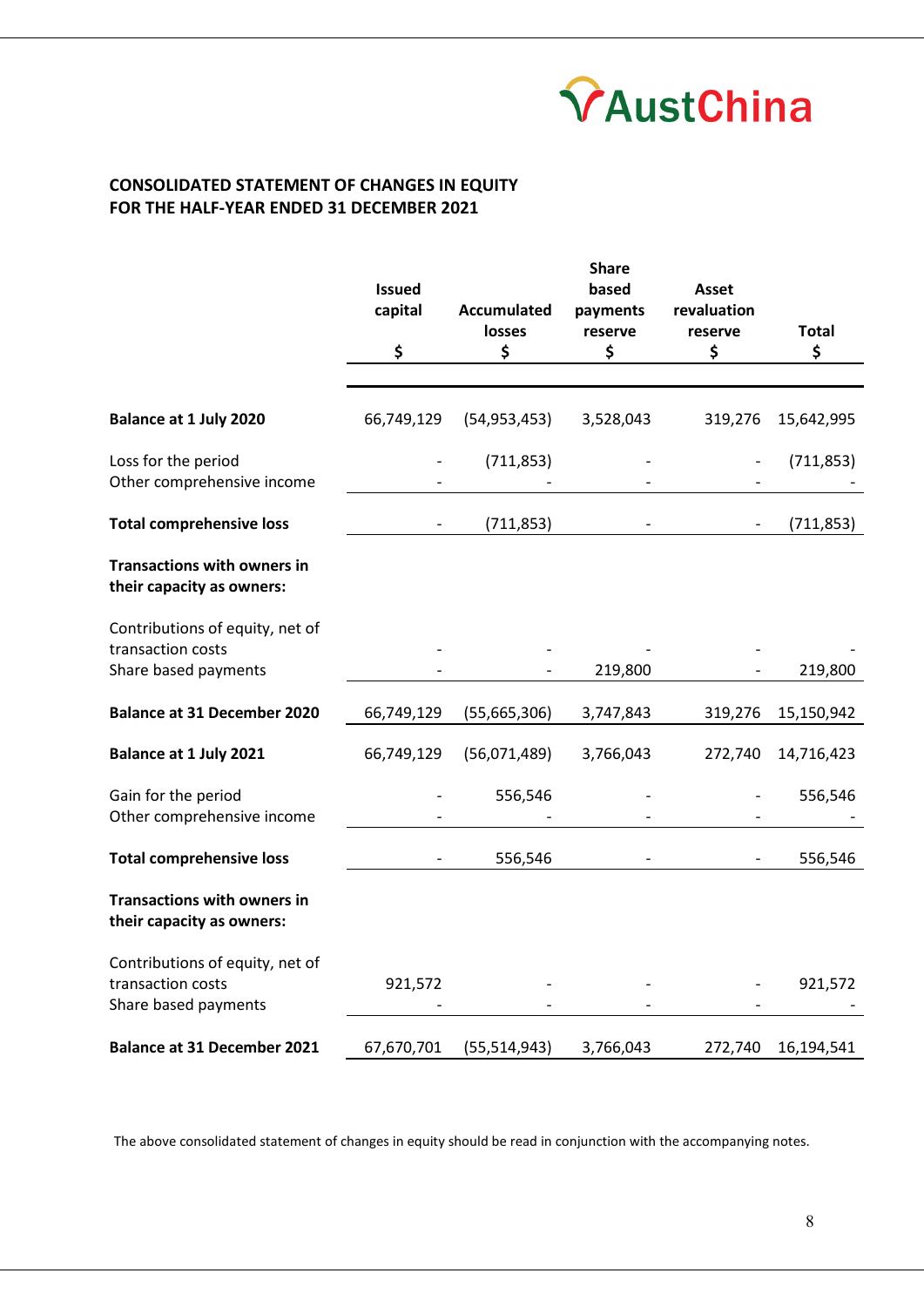## CONSOLIDATED STATEMENT OF CHANGES IN EQUITY
## FOR THE HALF-YEAR ENDED 31 DECEMBER 2021

| | Issued capital<br>$ | Accumulated losses<br>$ | Share based payments reserve<br>$ | Asset revaluation reserve<br>$ | Total<br>$ |
|---|---|---|---|---|---|
| **Balance at 1 July 2020** | 66,749,129 | (54,953,453) | 3,528,043 | 319,276 | 15,642,995 |
| Loss for the period | - | (711,853) | - | - | (711,853) |
| Other comprehensive income | - | - | - | - | - |
| **Total comprehensive loss** | - | (711,853) | - | - | (711,853) |
| **Transactions with owners in their capacity as owners:** | | | | | |
| Contributions of equity, net of transaction costs | - | - | - | - | - |
| Share based payments | - | - | 219,800 | - | 219,800 |
| **Balance at 31 December 2020** | 66,749,129 | (55,665,306) | 3,747,843 | 319,276 | 15,150,942 |
| **Balance at 1 July 2021** | 66,749,129 | (56,071,489) | 3,766,043 | 272,740 | 14,716,423 |
| Gain for the period | - | 556,546 | - | - | 556,546 |
| Other comprehensive income | - | - | - | - | - |
| **Total comprehensive loss** | - | 556,546 | - | - | 556,546 |
| **Transactions with owners in their capacity as owners:** | | | | | |
| Contributions of equity, net of transaction costs | 921,572 | - | - | - | 921,572 |
| Share based payments | - | - | - | - | - |
| **Balance at 31 December 2021** | 67,670,701 | (55,514,943) | 3,766,043 | 272,740 | 16,194,541 |

The above consolidated statement of changes in equity should be read in conjunction with the accompanying notes.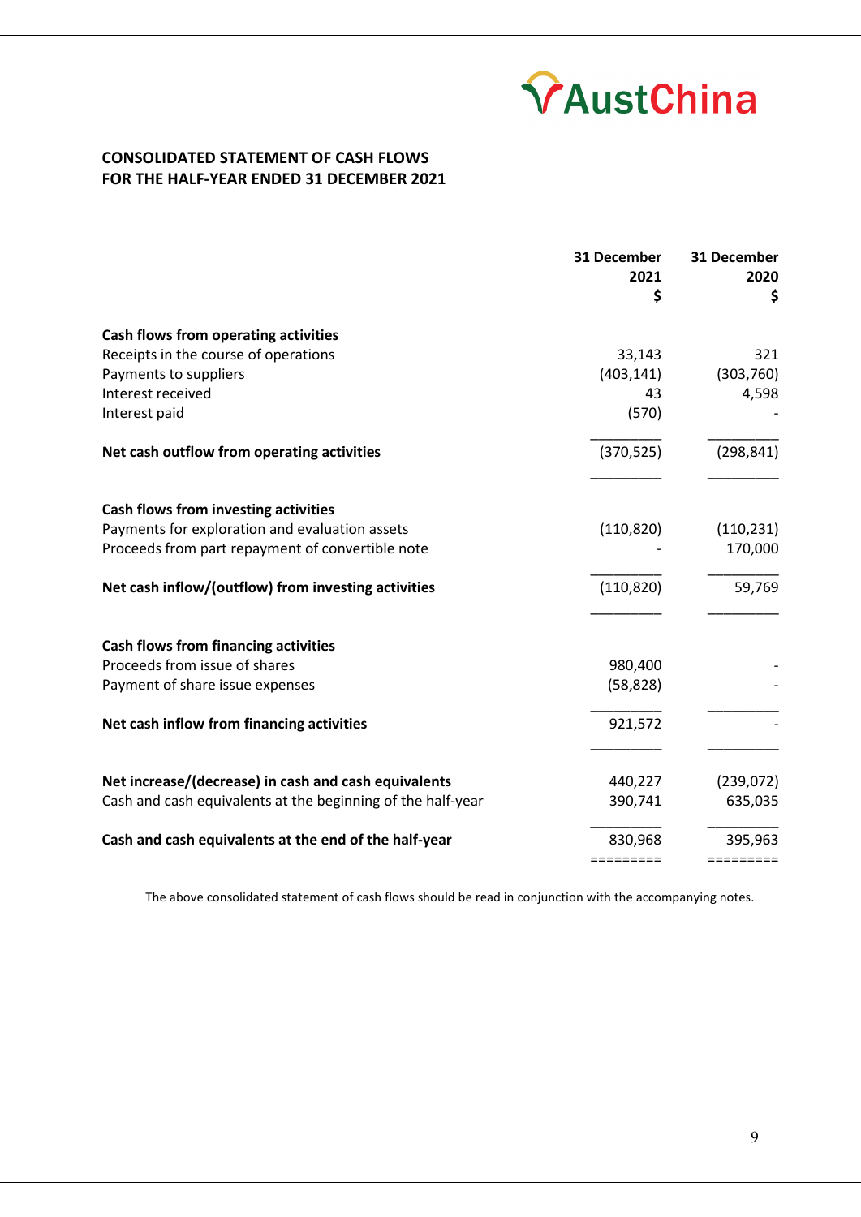# CONSOLIDATED STATEMENT OF CASH FLOWS
# FOR THE HALF-YEAR ENDED 31 DECEMBER 2021

| | 31 December 2021 $ | 31 December 2020 $ |
|---|---:|---:|
| **Cash flows from operating activities** | | |
| Receipts in the course of operations | 33,143 | 321 |
| Payments to suppliers | (403,141) | (303,760) |
| Interest received | 43 | 4,598 |
| Interest paid | (570) | - |
| **Net cash outflow from operating activities** | (370,525) | (298,841) |
| **Cash flows from investing activities** | | |
| Payments for exploration and evaluation assets | (110,820) | (110,231) |
| Proceeds from part repayment of convertible note | - | 170,000 |
| **Net cash inflow/(outflow) from investing activities** | (110,820) | 59,769 |
| **Cash flows from financing activities** | | |
| Proceeds from issue of shares | 980,400 | - |
| Payment of share issue expenses | (58,828) | - |
| **Net cash inflow from financing activities** | 921,572 | - |
| **Net increase/(decrease) in cash and cash equivalents** | 440,227 | (239,072) |
| Cash and cash equivalents at the beginning of the half-year | 390,741 | 635,035 |
| **Cash and cash equivalents at the end of the half-year** | 830,968 | 395,963 |

The above consolidated statement of cash flows should be read in conjunction with the accompanying notes.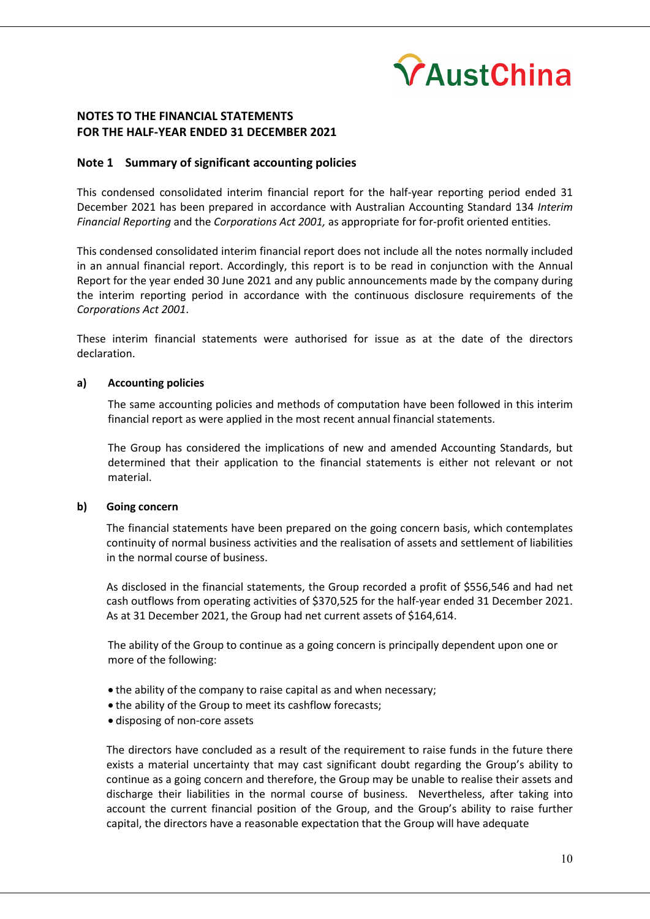## NOTES TO THE FINANCIAL STATEMENTS
## FOR THE HALF-YEAR ENDED 31 DECEMBER 2021

### Note 1 Summary of significant accounting policies

This condensed consolidated interim financial report for the half-year reporting period ended 31 December 2021 has been prepared in accordance with Australian Accounting Standard 134 *Interim Financial Reporting* and the *Corporations Act 2001,* as appropriate for for-profit oriented entities.

This condensed consolidated interim financial report does not include all the notes normally included in an annual financial report. Accordingly, this report is to be read in conjunction with the Annual Report for the year ended 30 June 2021 and any public announcements made by the company during the interim reporting period in accordance with the continuous disclosure requirements of the *Corporations Act 2001*.

These interim financial statements were authorised for issue as at the date of the directors declaration.

#### a) Accounting policies

The same accounting policies and methods of computation have been followed in this interim financial report as were applied in the most recent annual financial statements.

The Group has considered the implications of new and amended Accounting Standards, but determined that their application to the financial statements is either not relevant or not material.

#### b) Going concern

The financial statements have been prepared on the going concern basis, which contemplates continuity of normal business activities and the realisation of assets and settlement of liabilities in the normal course of business.

As disclosed in the financial statements, the Group recorded a profit of $556,546 and had net cash outflows from operating activities of $370,525 for the half-year ended 31 December 2021. As at 31 December 2021, the Group had net current assets of $164,614.

The ability of the Group to continue as a going concern is principally dependent upon one or more of the following:

- the ability of the company to raise capital as and when necessary;
- the ability of the Group to meet its cashflow forecasts;
- disposing of non-core assets

The directors have concluded as a result of the requirement to raise funds in the future there exists a material uncertainty that may cast significant doubt regarding the Group's ability to continue as a going concern and therefore, the Group may be unable to realise their assets and discharge their liabilities in the normal course of business. Nevertheless, after taking into account the current financial position of the Group, and the Group's ability to raise further capital, the directors have a reasonable expectation that the Group will have adequate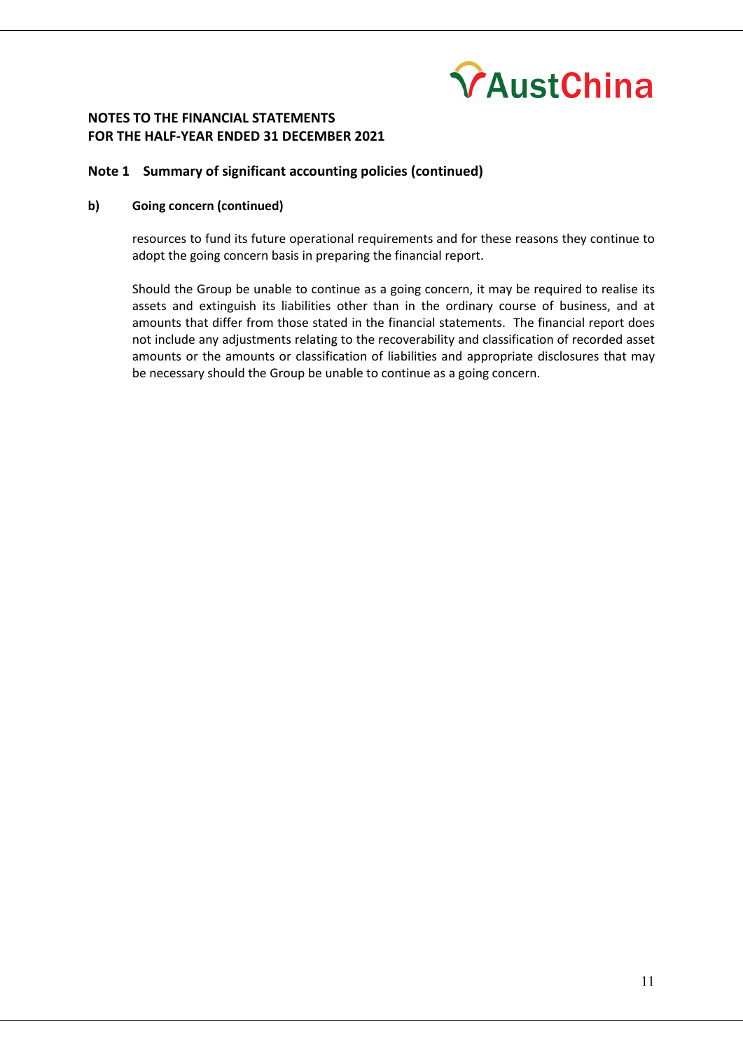**NOTES TO THE FINANCIAL STATEMENTS**
**FOR THE HALF-YEAR ENDED 31 DECEMBER 2021**

## Note 1 Summary of significant accounting policies (continued)

### b) Going concern (continued)

resources to fund its future operational requirements and for these reasons they continue to adopt the going concern basis in preparing the financial report.

Should the Group be unable to continue as a going concern, it may be required to realise its assets and extinguish its liabilities other than in the ordinary course of business, and at amounts that differ from those stated in the financial statements. The financial report does not include any adjustments relating to the recoverability and classification of recorded asset amounts or the amounts or classification of liabilities and appropriate disclosures that may be necessary should the Group be unable to continue as a going concern.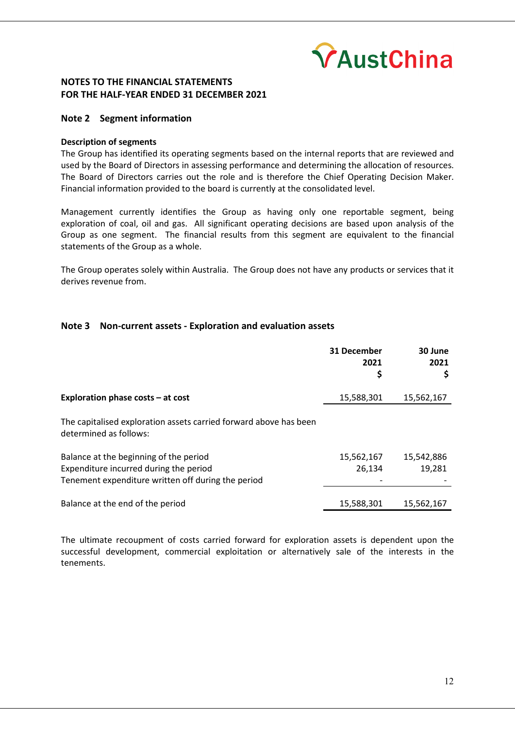**NOTES TO THE FINANCIAL STATEMENTS**
**FOR THE HALF-YEAR ENDED 31 DECEMBER 2021**

## Note 2 Segment information

**Description of segments**

The Group has identified its operating segments based on the internal reports that are reviewed and used by the Board of Directors in assessing performance and determining the allocation of resources. The Board of Directors carries out the role and is therefore the Chief Operating Decision Maker. Financial information provided to the board is currently at the consolidated level.

Management currently identifies the Group as having only one reportable segment, being exploration of coal, oil and gas. All significant operating decisions are based upon analysis of the Group as one segment. The financial results from this segment are equivalent to the financial statements of the Group as a whole.

The Group operates solely within Australia. The Group does not have any products or services that it derives revenue from.

## Note 3 Non-current assets - Exploration and evaluation assets

| | 31 December 2021 $ | 30 June 2021 $ |
|---|---|---|
| **Exploration phase costs – at cost** | 15,588,301 | 15,562,167 |
| The capitalised exploration assets carried forward above has been determined as follows: | | |
| Balance at the beginning of the period | 15,562,167 | 15,542,886 |
| Expenditure incurred during the period | 26,134 | 19,281 |
| Tenement expenditure written off during the period | - | - |
| Balance at the end of the period | 15,588,301 | 15,562,167 |

The ultimate recoupment of costs carried forward for exploration assets is dependent upon the successful development, commercial exploitation or alternatively sale of the interests in the tenements.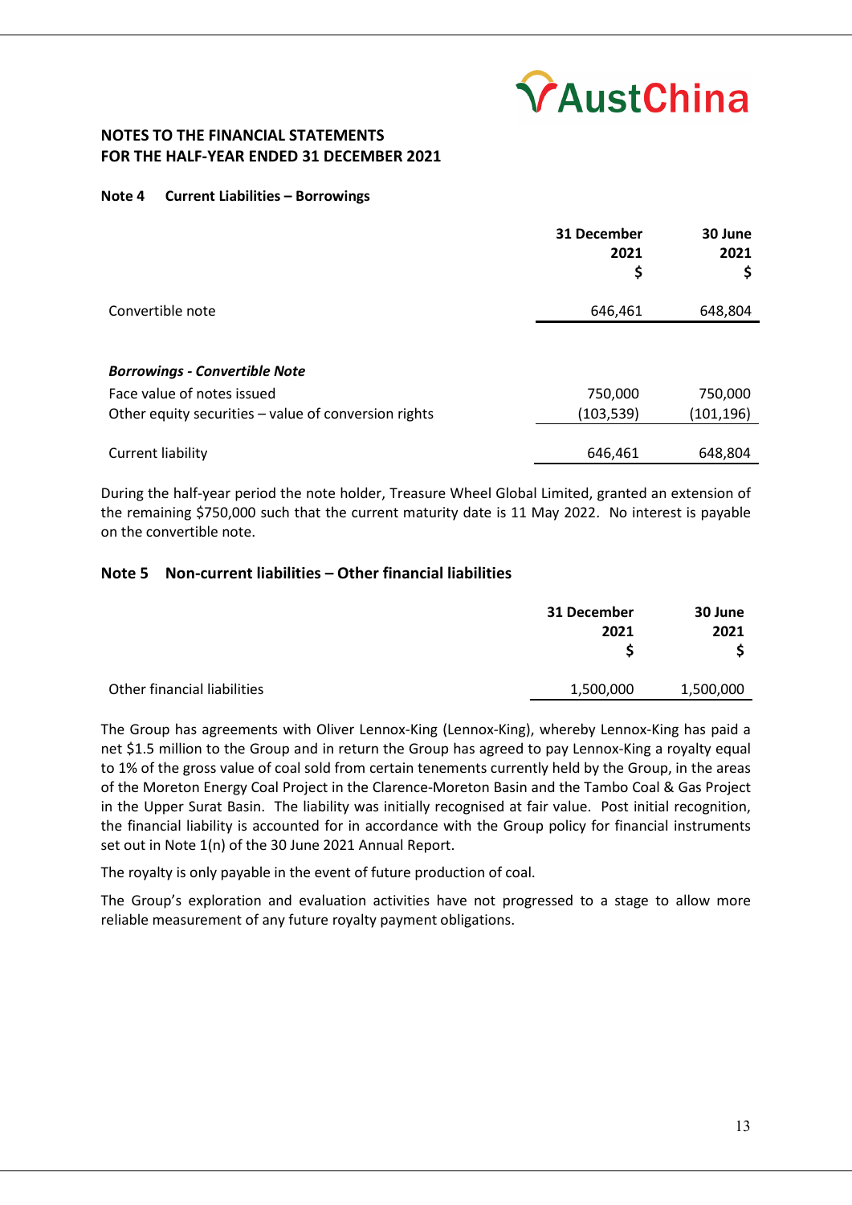## NOTES TO THE FINANCIAL STATEMENTS FOR THE HALF-YEAR ENDED 31 DECEMBER 2021

### Note 4 Current Liabilities – Borrowings

| | 31 December 2021 $ | 30 June 2021 $ |
|---|---|---|
| Convertible note | 646,461 | 648,804 |

| | 31 December 2021 $ | 30 June 2021 $ |
|---|---|---|
| ***Borrowings - Convertible Note*** | | |
| Face value of notes issued | 750,000 | 750,000 |
| Other equity securities – value of conversion rights | (103,539) | (101,196) |
| Current liability | 646,461 | 648,804 |

During the half-year period the note holder, Treasure Wheel Global Limited, granted an extension of the remaining $750,000 such that the current maturity date is 11 May 2022. No interest is payable on the convertible note.

### Note 5 Non-current liabilities – Other financial liabilities

| | 31 December 2021 $ | 30 June 2021 $ |
|---|---|---|
| Other financial liabilities | 1,500,000 | 1,500,000 |

The Group has agreements with Oliver Lennox-King (Lennox-King), whereby Lennox-King has paid a net $1.5 million to the Group and in return the Group has agreed to pay Lennox-King a royalty equal to 1% of the gross value of coal sold from certain tenements currently held by the Group, in the areas of the Moreton Energy Coal Project in the Clarence-Moreton Basin and the Tambo Coal & Gas Project in the Upper Surat Basin. The liability was initially recognised at fair value. Post initial recognition, the financial liability is accounted for in accordance with the Group policy for financial instruments set out in Note 1(n) of the 30 June 2021 Annual Report.

The royalty is only payable in the event of future production of coal.

The Group's exploration and evaluation activities have not progressed to a stage to allow more reliable measurement of any future royalty payment obligations.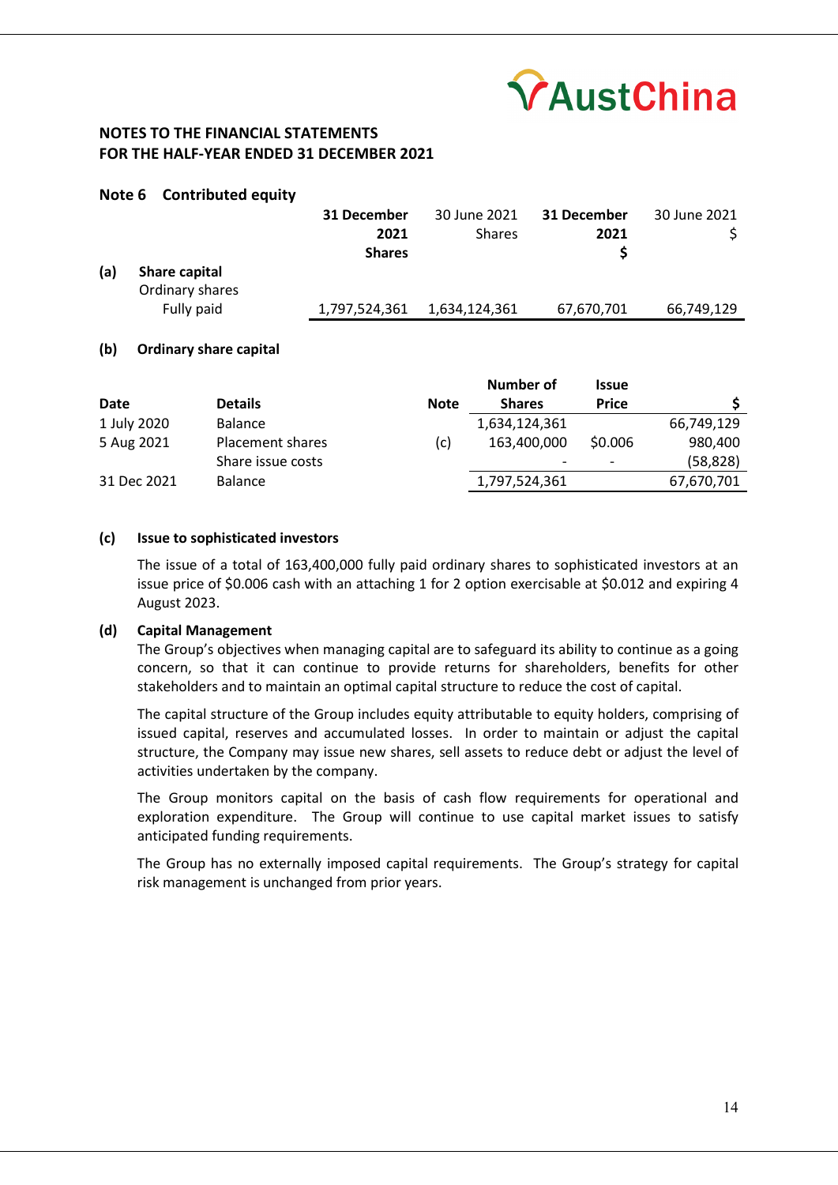## NOTES TO THE FINANCIAL STATEMENTS
## FOR THE HALF-YEAR ENDED 31 DECEMBER 2021

### Note 6 Contributed equity

| | | **31 December 2021 Shares** | 30 June 2021 Shares | **31 December 2021 $** | 30 June 2021 $ |
|---|---|---|---|---|---|
| **(a)** | **Share capital** | | | | |
| | Ordinary shares | | | | |
| | Fully paid | 1,797,524,361 | 1,634,124,361 | 67,670,701 | 66,749,129 |

**(b) Ordinary share capital**

| Date | Details | Note | Number of Shares | Issue Price | $ |
|---|---|---|---|---|---|
| 1 July 2020 | Balance | | 1,634,124,361 | | 66,749,129 |
| 5 Aug 2021 | Placement shares | (c) | 163,400,000 | $0.006 | 980,400 |
| | Share issue costs | | - | - | (58,828) |
| 31 Dec 2021 | Balance | | 1,797,524,361 | | 67,670,701 |

**(c) Issue to sophisticated investors**

The issue of a total of 163,400,000 fully paid ordinary shares to sophisticated investors at an issue price of $0.006 cash with an attaching 1 for 2 option exercisable at $0.012 and expiring 4 August 2023.

**(d) Capital Management**

The Group's objectives when managing capital are to safeguard its ability to continue as a going concern, so that it can continue to provide returns for shareholders, benefits for other stakeholders and to maintain an optimal capital structure to reduce the cost of capital.

The capital structure of the Group includes equity attributable to equity holders, comprising of issued capital, reserves and accumulated losses. In order to maintain or adjust the capital structure, the Company may issue new shares, sell assets to reduce debt or adjust the level of activities undertaken by the company.

The Group monitors capital on the basis of cash flow requirements for operational and exploration expenditure. The Group will continue to use capital market issues to satisfy anticipated funding requirements.

The Group has no externally imposed capital requirements. The Group's strategy for capital risk management is unchanged from prior years.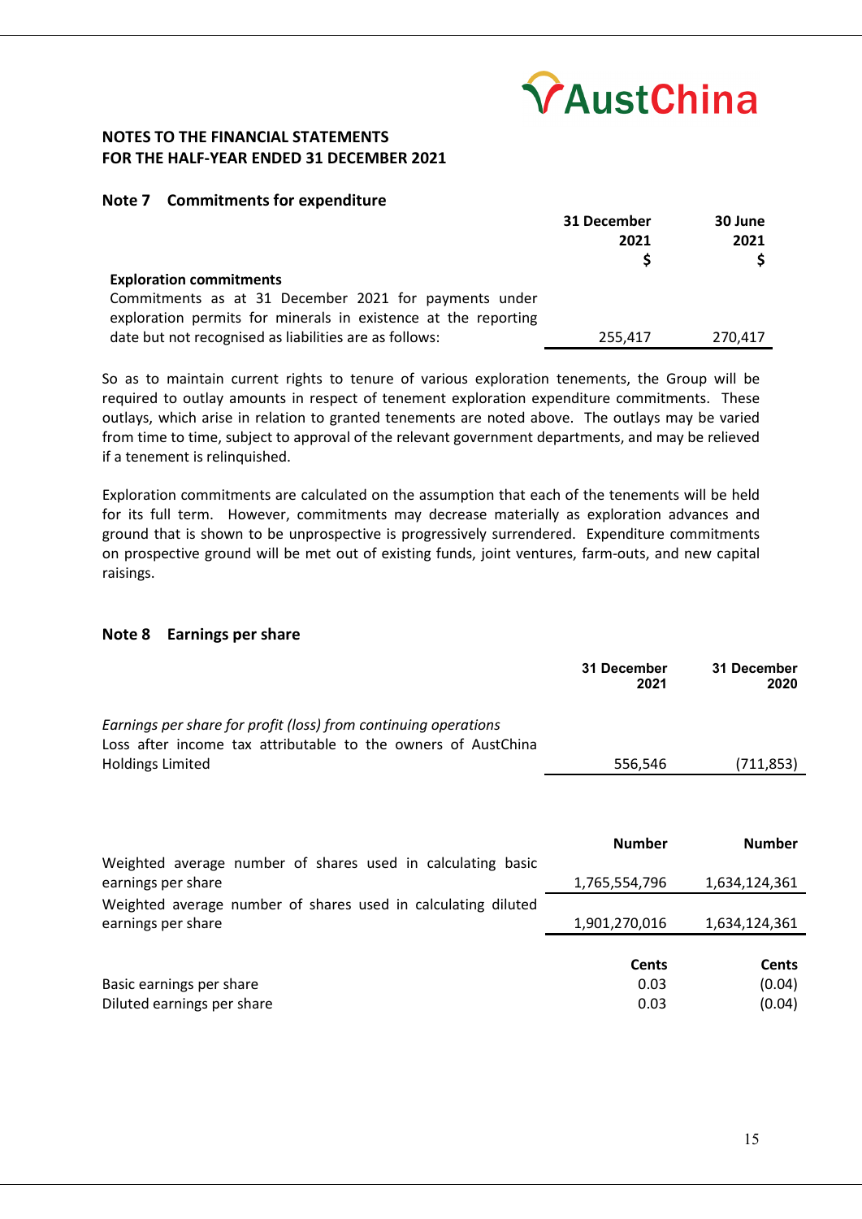**NOTES TO THE FINANCIAL STATEMENTS**
**FOR THE HALF-YEAR ENDED 31 DECEMBER 2021**

### Note 7 Commitments for expenditure

| | 31 December 2021 $ | 30 June 2021 $ |
|---|---|---|
| **Exploration commitments** | | |
| Commitments as at 31 December 2021 for payments under exploration permits for minerals in existence at the reporting date but not recognised as liabilities are as follows: | 255,417 | 270,417 |

So as to maintain current rights to tenure of various exploration tenements, the Group will be required to outlay amounts in respect of tenement exploration expenditure commitments. These outlays, which arise in relation to granted tenements are noted above. The outlays may be varied from time to time, subject to approval of the relevant government departments, and may be relieved if a tenement is relinquished.

Exploration commitments are calculated on the assumption that each of the tenements will be held for its full term. However, commitments may decrease materially as exploration advances and ground that is shown to be unprospective is progressively surrendered. Expenditure commitments on prospective ground will be met out of existing funds, joint ventures, farm-outs, and new capital raisings.

### Note 8 Earnings per share

| | 31 December 2021 | 31 December 2020 |
|---|---|---|
| *Earnings per share for profit (loss) from continuing operations* | | |
| Loss after income tax attributable to the owners of AustChina Holdings Limited | 556,546 | (711,853) |
| | **Number** | **Number** |
| Weighted average number of shares used in calculating basic earnings per share | 1,765,554,796 | 1,634,124,361 |
| Weighted average number of shares used in calculating diluted earnings per share | 1,901,270,016 | 1,634,124,361 |
| | **Cents** | **Cents** |
| Basic earnings per share | 0.03 | (0.04) |
| Diluted earnings per share | 0.03 | (0.04) |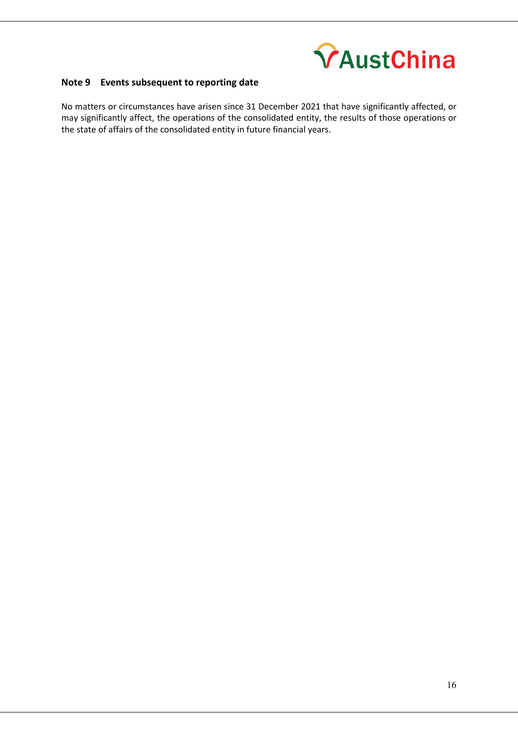## Note 9 Events subsequent to reporting date

No matters or circumstances have arisen since 31 December 2021 that have significantly affected, or may significantly affect, the operations of the consolidated entity, the results of those operations or the state of affairs of the consolidated entity in future financial years.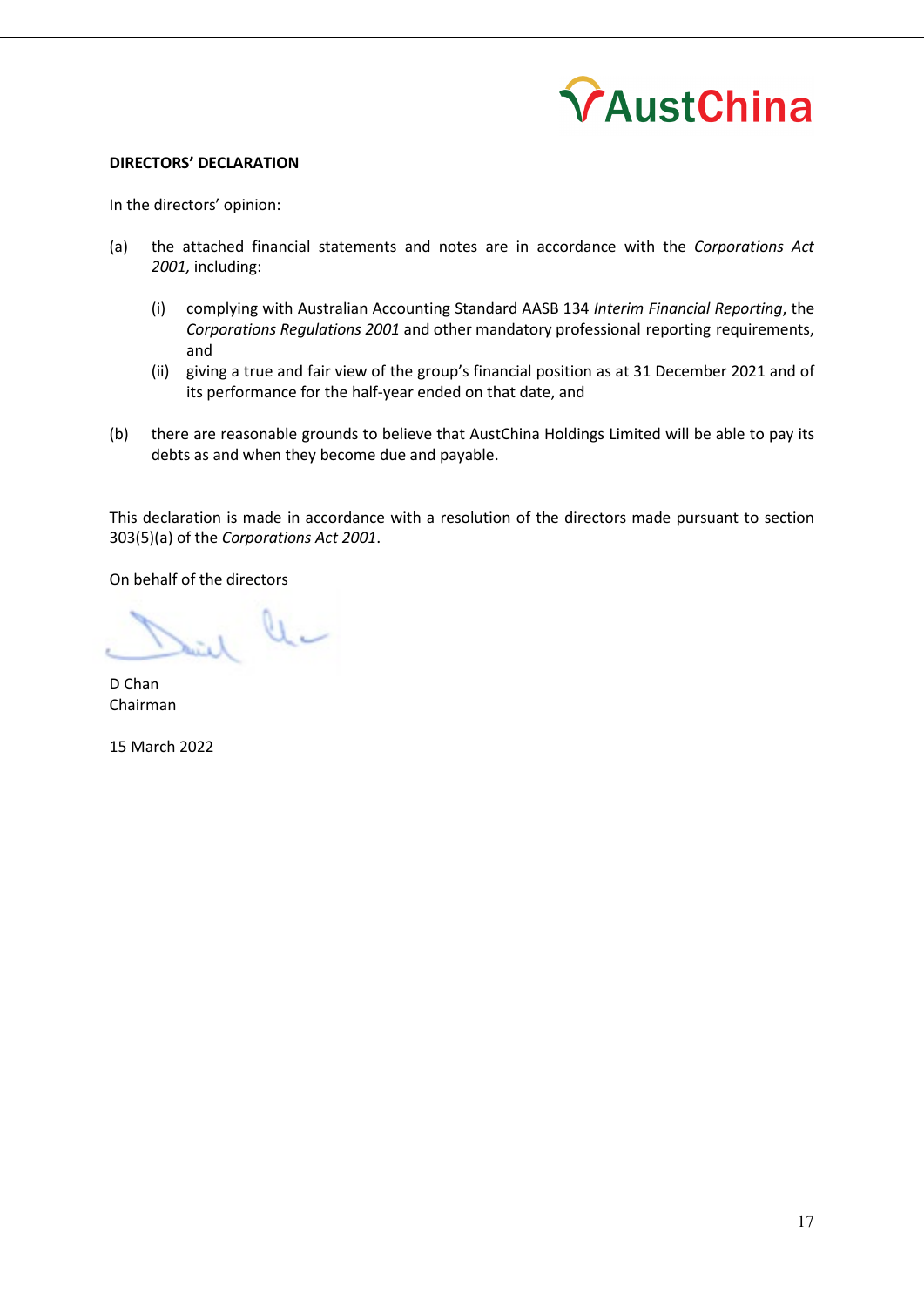**DIRECTORS' DECLARATION**

In the directors' opinion:

(a) the attached financial statements and notes are in accordance with the *Corporations Act 2001,* including:

 (i) complying with Australian Accounting Standard AASB 134 *Interim Financial Reporting*, the *Corporations Regulations 2001* and other mandatory professional reporting requirements, and

 (ii) giving a true and fair view of the group's financial position as at 31 December 2021 and of its performance for the half-year ended on that date, and

(b) there are reasonable grounds to believe that AustChina Holdings Limited will be able to pay its debts as and when they become due and payable.

This declaration is made in accordance with a resolution of the directors made pursuant to section 303(5)(a) of the *Corporations Act 2001*.

On behalf of the directors

D Chan
Chairman

15 March 2022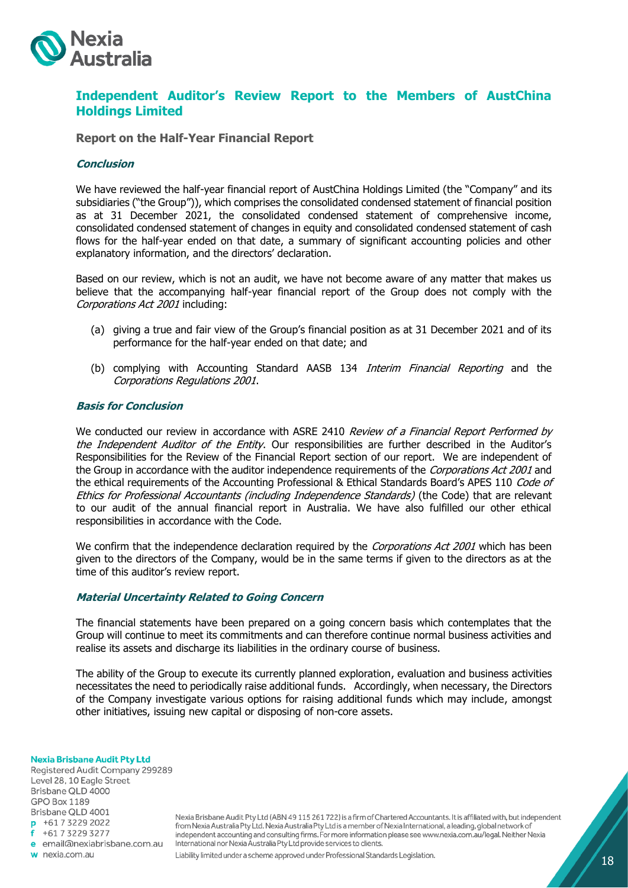# Independent Auditor's Review Report to the Members of AustChina Holdings Limited

## Report on the Half-Year Financial Report

### *Conclusion*

We have reviewed the half-year financial report of AustChina Holdings Limited (the "Company" and its subsidiaries ("the Group")), which comprises the consolidated condensed statement of financial position as at 31 December 2021, the consolidated condensed statement of comprehensive income, consolidated condensed statement of changes in equity and consolidated condensed statement of cash flows for the half-year ended on that date, a summary of significant accounting policies and other explanatory information, and the directors' declaration.

Based on our review, which is not an audit, we have not become aware of any matter that makes us believe that the accompanying half-year financial report of the Group does not comply with the *Corporations Act 2001* including:

(a) giving a true and fair view of the Group's financial position as at 31 December 2021 and of its performance for the half-year ended on that date; and

(b) complying with Accounting Standard AASB 134 *Interim Financial Reporting* and the *Corporations Regulations 2001*.

### *Basis for Conclusion*

We conducted our review in accordance with ASRE 2410 *Review of a Financial Report Performed by the Independent Auditor of the Entity*. Our responsibilities are further described in the Auditor's Responsibilities for the Review of the Financial Report section of our report. We are independent of the Group in accordance with the auditor independence requirements of the *Corporations Act 2001* and the ethical requirements of the Accounting Professional & Ethical Standards Board's APES 110 *Code of Ethics for Professional Accountants (including Independence Standards)* (the Code) that are relevant to our audit of the annual financial report in Australia. We have also fulfilled our other ethical responsibilities in accordance with the Code.

We confirm that the independence declaration required by the *Corporations Act 2001* which has been given to the directors of the Company, would be in the same terms if given to the directors as at the time of this auditor's review report.

### *Material Uncertainty Related to Going Concern*

The financial statements have been prepared on a going concern basis which contemplates that the Group will continue to meet its commitments and can therefore continue normal business activities and realise its assets and discharge its liabilities in the ordinary course of business.

The ability of the Group to execute its currently planned exploration, evaluation and business activities necessitates the need to periodically raise additional funds. Accordingly, when necessary, the Directors of the Company investigate various options for raising additional funds which may include, amongst other initiatives, issuing new capital or disposing of non-core assets.

**Nexia Brisbane Audit Pty Ltd**
Registered Audit Company 299289
Level 28, 10 Eagle Street
Brisbane QLD 4000
GPO Box 1189
Brisbane QLD 4001
p +61 7 3229 2022
f +61 7 3229 3277
e email@nexiabrisbane.com.au
w nexia.com.au

Nexia Brisbane Audit Pty Ltd (ABN 49 115 261 722) is a firm of Chartered Accountants. It is affiliated with, but independent from Nexia Australia Pty Ltd. Nexia Australia Pty Ltd is a member of Nexia International, a leading, global network of independent accounting and consulting firms. For more information please see www.nexia.com.au/legal. Neither Nexia International nor Nexia Australia Pty Ltd provide services to clients.

Liability limited under a scheme approved under Professional Standards Legislation.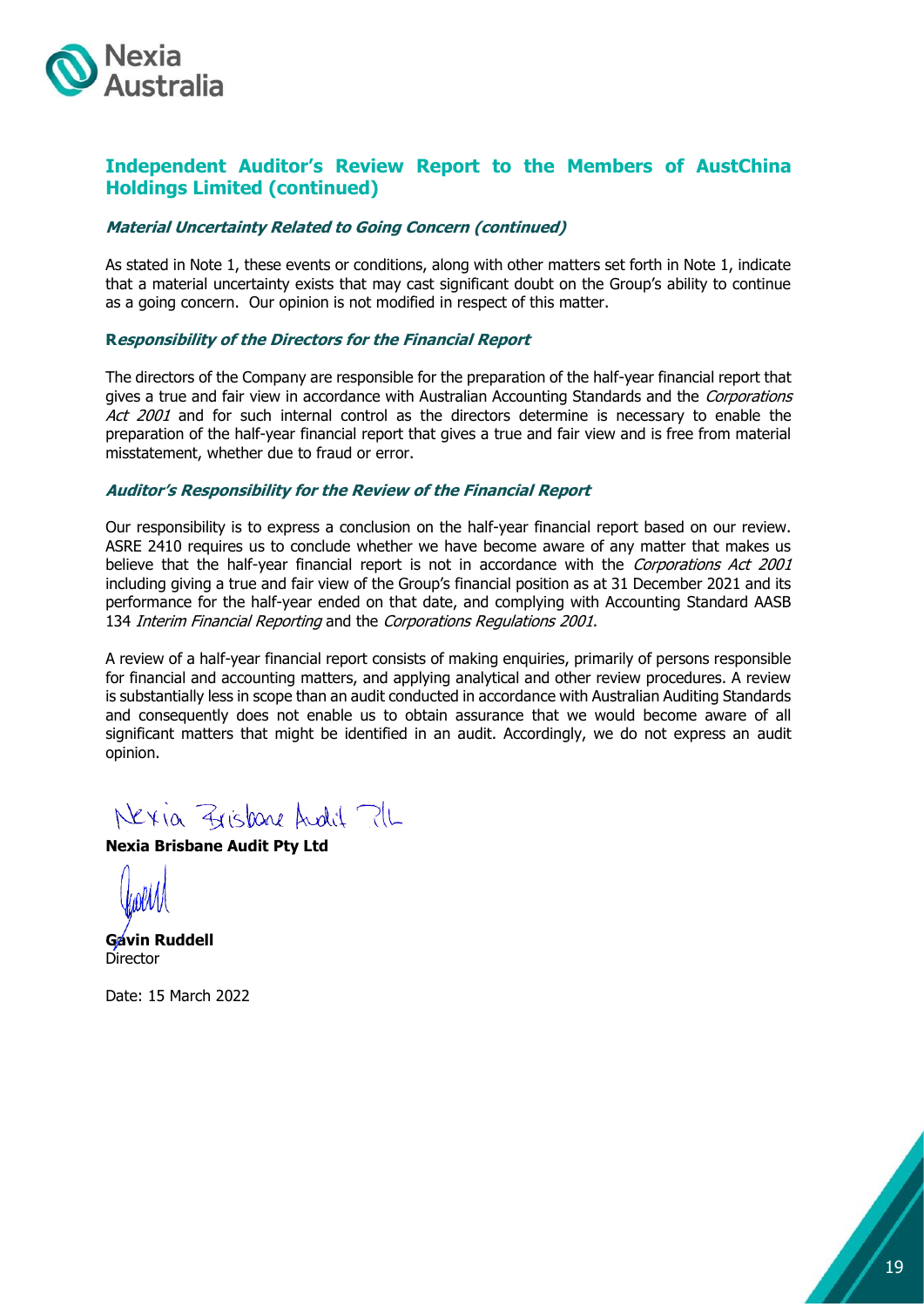## Independent Auditor's Review Report to the Members of AustChina Holdings Limited (continued)

### *Material Uncertainty Related to Going Concern (continued)*

As stated in Note 1, these events or conditions, along with other matters set forth in Note 1, indicate that a material uncertainty exists that may cast significant doubt on the Group's ability to continue as a going concern. Our opinion is not modified in respect of this matter.

### *Responsibility of the Directors for the Financial Report*

The directors of the Company are responsible for the preparation of the half-year financial report that gives a true and fair view in accordance with Australian Accounting Standards and the *Corporations Act 2001* and for such internal control as the directors determine is necessary to enable the preparation of the half-year financial report that gives a true and fair view and is free from material misstatement, whether due to fraud or error.

### *Auditor's Responsibility for the Review of the Financial Report*

Our responsibility is to express a conclusion on the half-year financial report based on our review. ASRE 2410 requires us to conclude whether we have become aware of any matter that makes us believe that the half-year financial report is not in accordance with the *Corporations Act 2001* including giving a true and fair view of the Group's financial position as at 31 December 2021 and its performance for the half-year ended on that date, and complying with Accounting Standard AASB 134 *Interim Financial Reporting* and the *Corporations Regulations 2001*.

A review of a half-year financial report consists of making enquiries, primarily of persons responsible for financial and accounting matters, and applying analytical and other review procedures. A review is substantially less in scope than an audit conducted in accordance with Australian Auditing Standards and consequently does not enable us to obtain assurance that we would become aware of all significant matters that might be identified in an audit. Accordingly, we do not express an audit opinion.

Nexia Brisbane Audit Pty Ltd

**Nexia Brisbane Audit Pty Ltd**

**Gavin Ruddell**
Director

Date: 15 March 2022